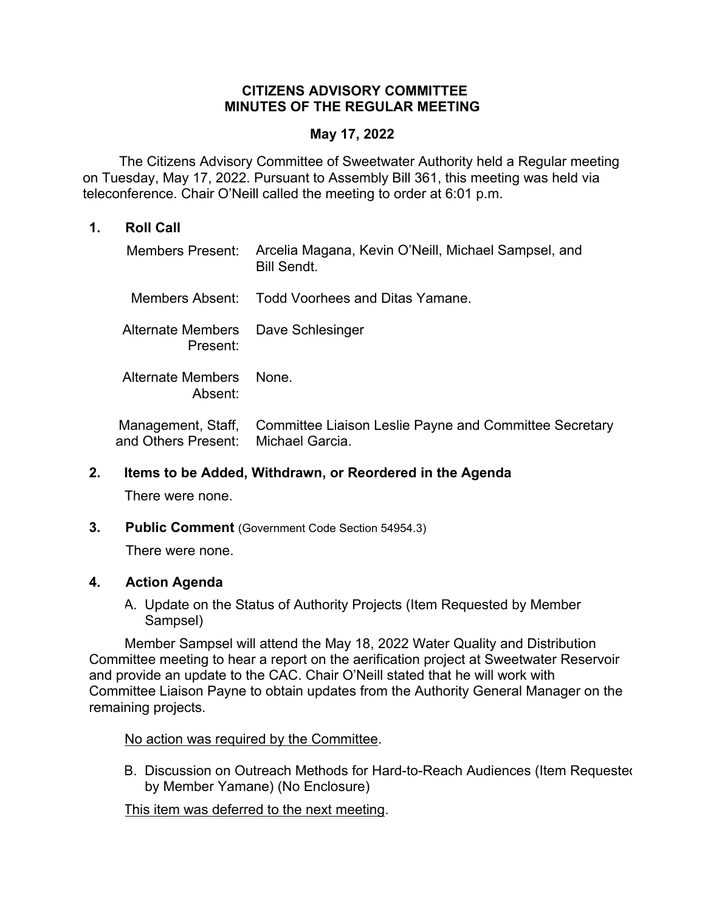# CITIZENS ADVISORY COMMITTEE
# MINUTES OF THE REGULAR MEETING

**May 17, 2022**

The Citizens Advisory Committee of Sweetwater Authority held a Regular meeting on Tuesday, May 17, 2022. Pursuant to Assembly Bill 361, this meeting was held via teleconference. Chair O'Neill called the meeting to order at 6:01 p.m.

## 1. Roll Call

| | |
|---|---|
| Members Present: | Arcelia Magana, Kevin O'Neill, Michael Sampsel, and Bill Sendt. |
| Members Absent: | Todd Voorhees and Ditas Yamane. |
| Alternate Members Present: | Dave Schlesinger |
| Alternate Members Absent: | None. |
| Management, Staff, and Others Present: | Committee Liaison Leslie Payne and Committee Secretary Michael Garcia. |

## 2. Items to be Added, Withdrawn, or Reordered in the Agenda

There were none.

## 3. Public Comment (Government Code Section 54954.3)

There were none.

## 4. Action Agenda

A. Update on the Status of Authority Projects (Item Requested by Member Sampsel)

Member Sampsel will attend the May 18, 2022 Water Quality and Distribution Committee meeting to hear a report on the aerification project at Sweetwater Reservoir and provide an update to the CAC. Chair O'Neill stated that he will work with Committee Liaison Payne to obtain updates from the Authority General Manager on the remaining projects.

No action was required by the Committee.

B. Discussion on Outreach Methods for Hard-to-Reach Audiences (Item Requested by Member Yamane) (No Enclosure)

This item was deferred to the next meeting.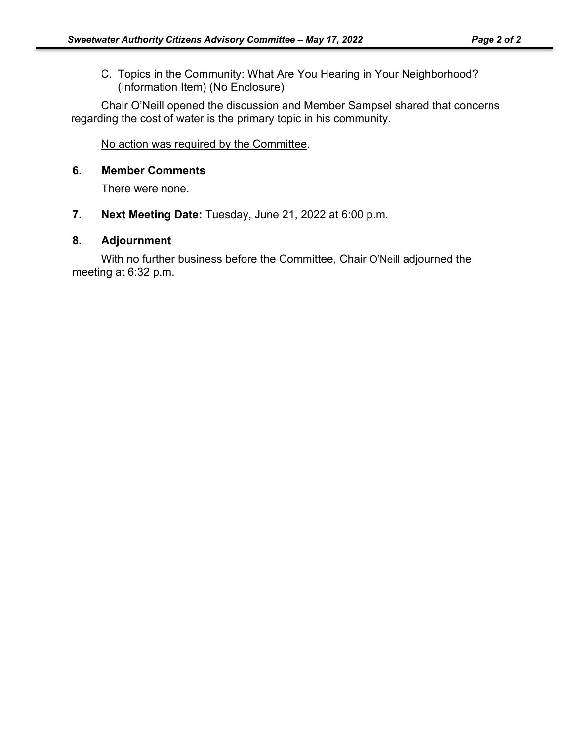C. Topics in the Community: What Are You Hearing in Your Neighborhood? (Information Item) (No Enclosure)

Chair O'Neill opened the discussion and Member Sampsel shared that concerns regarding the cost of water is the primary topic in his community.

No action was required by the Committee.

## 6. Member Comments

There were none.

## 7. Next Meeting Date: Tuesday, June 21, 2022 at 6:00 p.m.

## 8. Adjournment

With no further business before the Committee, Chair O'Neill adjourned the meeting at 6:32 p.m.